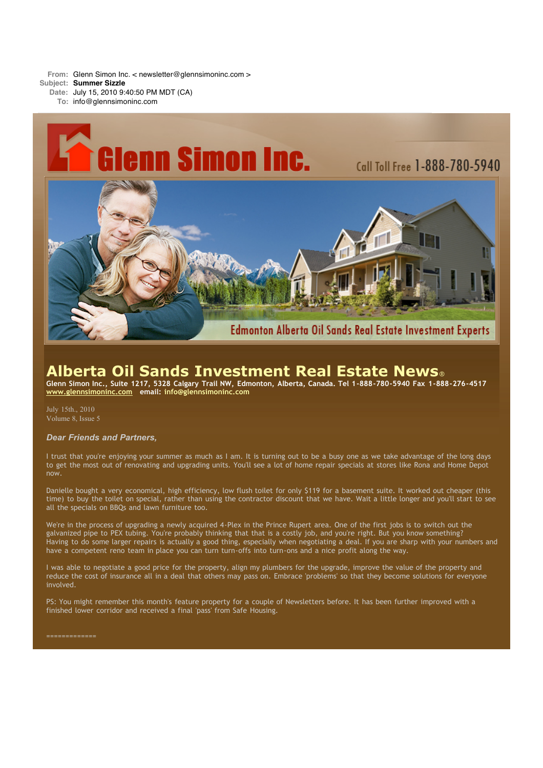**From:** Glenn Simon Inc. < newsletter@glennsimoninc.com >
**Subject:** **Summer Sizzle**
**Date:** July 15, 2010 9:40:50 PM MDT (CA)
**To:** info@glennsimoninc.com

# Glenn Simon Inc.

Call Toll Free 1-888-780-5940

Edmonton Alberta Oil Sands Real Estate Investment Experts

# Alberta Oil Sands Investment Real Estate News®

**Glenn Simon Inc., Suite 1217, 5328 Calgary Trail NW, Edmonton, Alberta, Canada. Tel 1-888-780-5940 Fax 1-888-276-4517**
**www.glennsimoninc.com email: info@glennsimoninc.com**

July 15th., 2010
Volume 8, Issue 5

***Dear Friends and Partners,***

I trust that you're enjoying your summer as much as I am. It is turning out to be a busy one as we take advantage of the long days to get the most out of renovating and upgrading units. You'll see a lot of home repair specials at stores like Rona and Home Depot now.

Danielle bought a very economical, high efficiency, low flush toilet for only $119 for a basement suite. It worked out cheaper (this time) to buy the toilet on special, rather than using the contractor discount that we have. Wait a little longer and you'll start to see all the specials on BBQs and lawn furniture too.

We're in the process of upgrading a newly acquired 4-Plex in the Prince Rupert area. One of the first jobs is to switch out the galvanized pipe to PEX tubing. You're probably thinking that that is a costly job, and you're right. But you know something? Having to do some larger repairs is actually a good thing, especially when negotiating a deal. If you are sharp with your numbers and have a competent reno team in place you can turn turn-offs into turn-ons and a nice profit along the way.

I was able to negotiate a good price for the property, align my plumbers for the upgrade, improve the value of the property and reduce the cost of insurance all in a deal that others may pass on. Embrace 'problems' so that they become solutions for everyone involved.

PS: You might remember this month's feature property for a couple of Newsletters before. It has been further improved with a finished lower corridor and received a final 'pass' from Safe Housing.

=============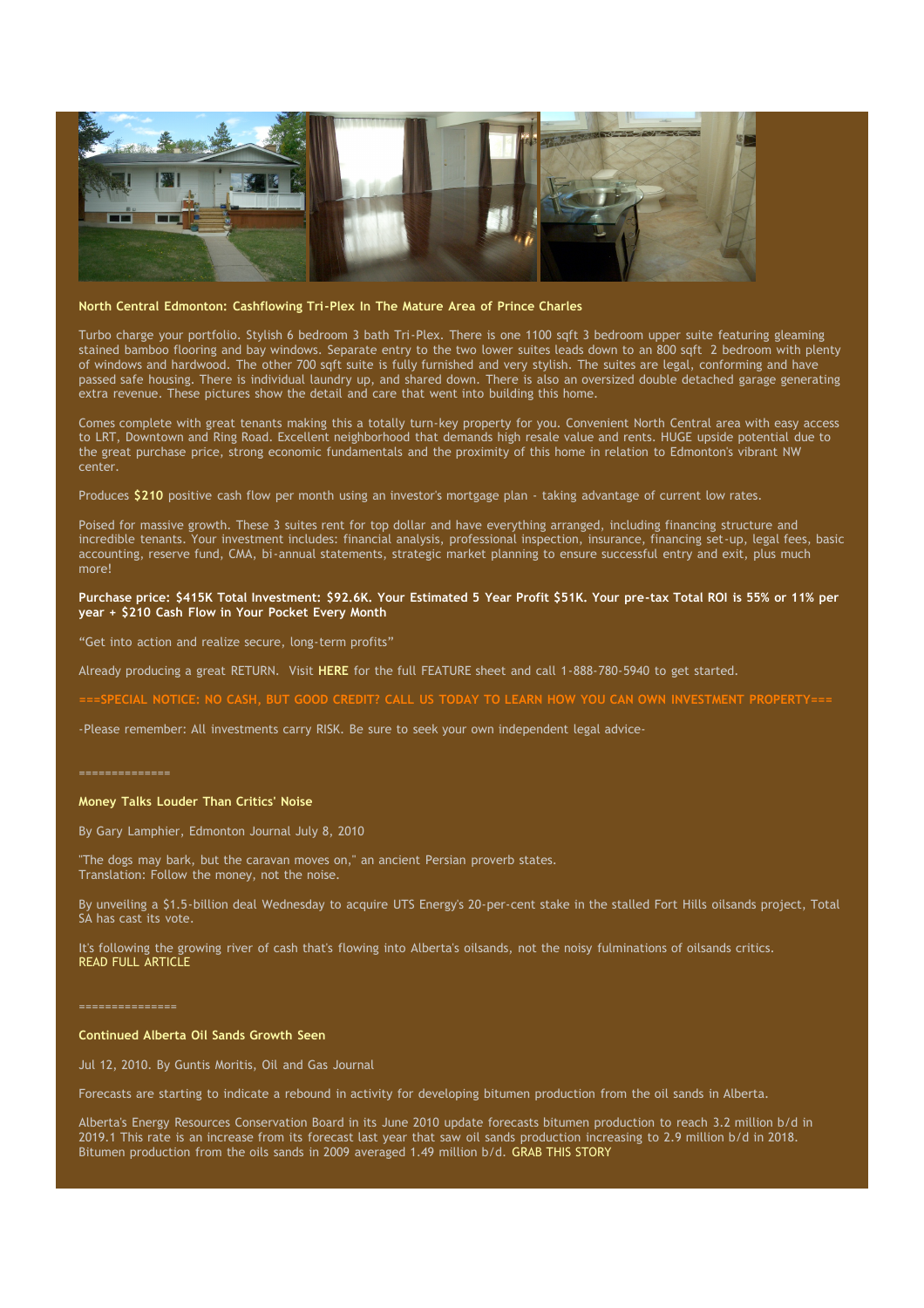### North Central Edmonton: Cashflowing Tri-Plex In The Mature Area of Prince Charles

Turbo charge your portfolio. Stylish 6 bedroom 3 bath Tri-Plex. There is one 1100 sqft 3 bedroom upper suite featuring gleaming stained bamboo flooring and bay windows. Separate entry to the two lower suites leads down to an 800 sqft 2 bedroom with plenty of windows and hardwood. The other 700 sqft suite is fully furnished and very stylish. The suites are legal, conforming and have passed safe housing. There is individual laundry up, and shared down. There is also an oversized double detached garage generating extra revenue. These pictures show the detail and care that went into building this home.

Comes complete with great tenants making this a totally turn-key property for you. Convenient North Central area with easy access to LRT, Downtown and Ring Road. Excellent neighborhood that demands high resale value and rents. HUGE upside potential due to the great purchase price, strong economic fundamentals and the proximity of this home in relation to Edmonton's vibrant NW center.

Produces **$210** positive cash flow per month using an investor's mortgage plan - taking advantage of current low rates.

Poised for massive growth. These 3 suites rent for top dollar and have everything arranged, including financing structure and incredible tenants. Your investment includes: financial analysis, professional inspection, insurance, financing set-up, legal fees, basic accounting, reserve fund, CMA, bi-annual statements, strategic market planning to ensure successful entry and exit, plus much more!

**Purchase price: $415K Total Investment: $92.6K. Your Estimated 5 Year Profit $51K. Your pre-tax Total ROI is 55% or 11% per year + $210 Cash Flow in Your Pocket Every Month**

"Get into action and realize secure, long-term profits"

Already producing a great RETURN. Visit **HERE** for the full FEATURE sheet and call 1-888-780-5940 to get started.

**===SPECIAL NOTICE: NO CASH, BUT GOOD CREDIT? CALL US TODAY TO LEARN HOW YOU CAN OWN INVESTMENT PROPERTY===**

-Please remember: All investments carry RISK. Be sure to seek your own independent legal advice-

==============

### Money Talks Louder Than Critics' Noise

By Gary Lamphier, Edmonton Journal July 8, 2010

"The dogs may bark, but the caravan moves on," an ancient Persian proverb states.
Translation: Follow the money, not the noise.

By unveiling a $1.5-billion deal Wednesday to acquire UTS Energy's 20-per-cent stake in the stalled Fort Hills oilsands project, Total SA has cast its vote.

It's following the growing river of cash that's flowing into Alberta's oilsands, not the noisy fulminations of oilsands critics.
READ FULL ARTICLE

===============

### Continued Alberta Oil Sands Growth Seen

Jul 12, 2010. By Guntis Moritis, Oil and Gas Journal

Forecasts are starting to indicate a rebound in activity for developing bitumen production from the oil sands in Alberta.

Alberta's Energy Resources Conservation Board in its June 2010 update forecasts bitumen production to reach 3.2 million b/d in 2019.1 This rate is an increase from its forecast last year that saw oil sands production increasing to 2.9 million b/d in 2018. Bitumen production from the oils sands in 2009 averaged 1.49 million b/d. GRAB THIS STORY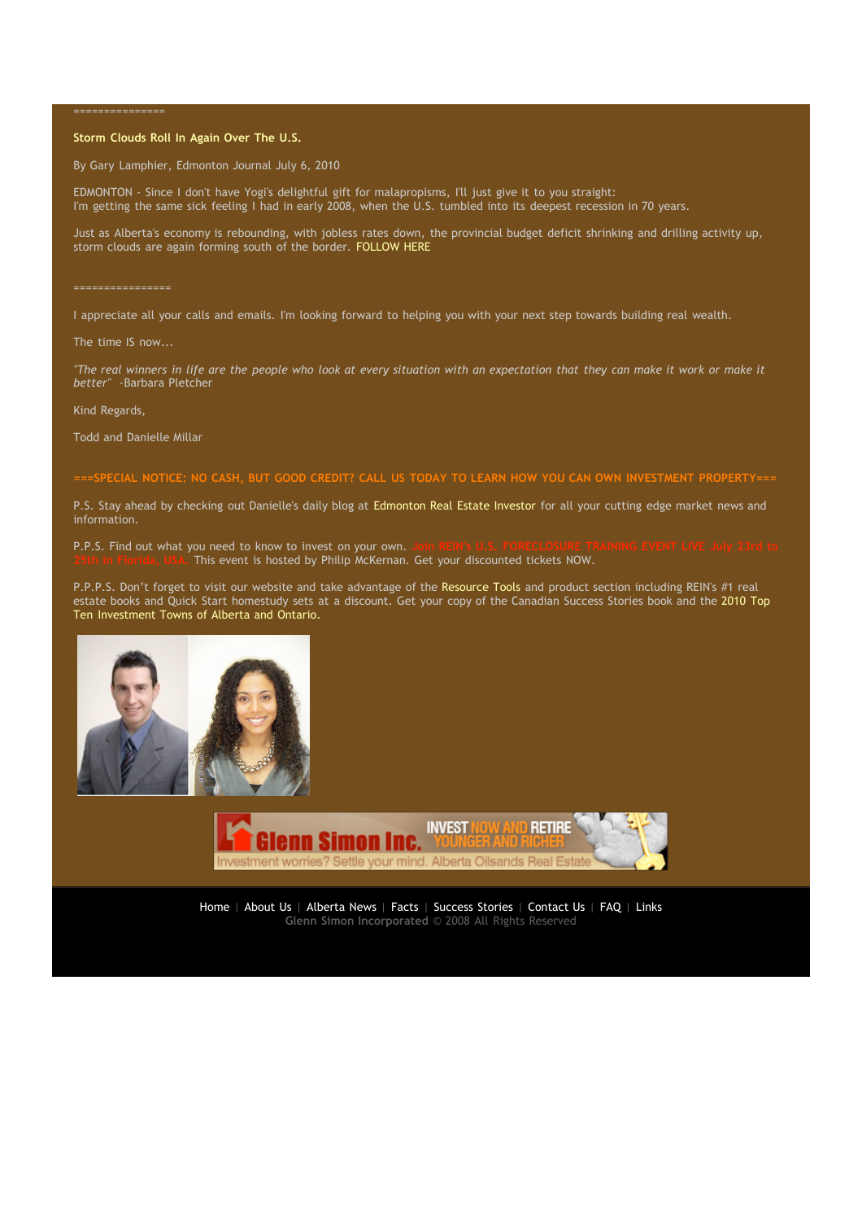===============

**Storm Clouds Roll In Again Over The U.S.**

By Gary Lamphier, Edmonton Journal July 6, 2010

EDMONTON - Since I don't have Yogi's delightful gift for malapropisms, I'll just give it to you straight:
I'm getting the same sick feeling I had in early 2008, when the U.S. tumbled into its deepest recession in 70 years.

Just as Alberta's economy is rebounding, with jobless rates down, the provincial budget deficit shrinking and drilling activity up, storm clouds are again forming south of the border. FOLLOW HERE

================

I appreciate all your calls and emails. I'm looking forward to helping you with your next step towards building real wealth.

The time IS now...

*"The real winners in life are the people who look at every situation with an expectation that they can make it work or make it better"* -Barbara Pletcher

Kind Regards,

Todd and Danielle Millar

===SPECIAL NOTICE: NO CASH, BUT GOOD CREDIT? CALL US TODAY TO LEARN HOW YOU CAN OWN INVESTMENT PROPERTY===

P.S. Stay ahead by checking out Danielle's daily blog at Edmonton Real Estate Investor for all your cutting edge market news and information.

P.P.S. Find out what you need to know to invest on your own. Join REIN's U.S. FORECLOSURE TRAINING EVENT LIVE July 23rd to 25th in Florida, USA. This event is hosted by Philip McKernan. Get your discounted tickets NOW.

P.P.P.S. Don't forget to visit our website and take advantage of the Resource Tools and product section including REIN's #1 real estate books and Quick Start homestudy sets at a discount. Get your copy of the Canadian Success Stories book and the 2010 Top Ten Investment Towns of Alberta and Ontario.

Home | About Us | Alberta News | Facts | Success Stories | Contact Us | FAQ | Links

Glenn Simon Incorporated © 2008 All Rights Reserved